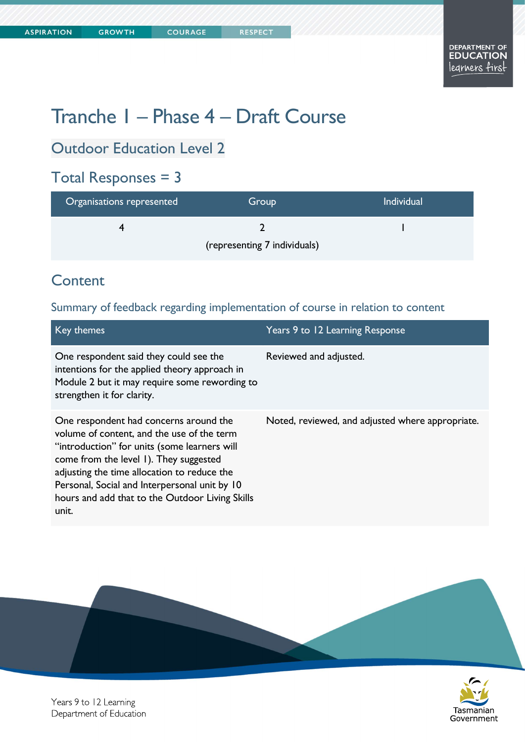# Tranche 1 – Phase 4 – Draft Course

## Outdoor Education Level 2

## Total Responses = 3

| Organisations represented | Group | Individual |
|---|---|---|
| 4 | 2 (representing 7 individuals) | 1 |

## Content

### Summary of feedback regarding implementation of course in relation to content

| Key themes | Years 9 to 12 Learning Response |
|---|---|
| One respondent said they could see the intentions for the applied theory approach in Module 2 but it may require some rewording to strengthen it for clarity. | Reviewed and adjusted. |
| One respondent had concerns around the volume of content, and the use of the term "introduction" for units (some learners will come from the level 1). They suggested adjusting the time allocation to reduce the Personal, Social and Interpersonal unit by 10 hours and add that to the Outdoor Living Skills unit. | Noted, reviewed, and adjusted where appropriate. |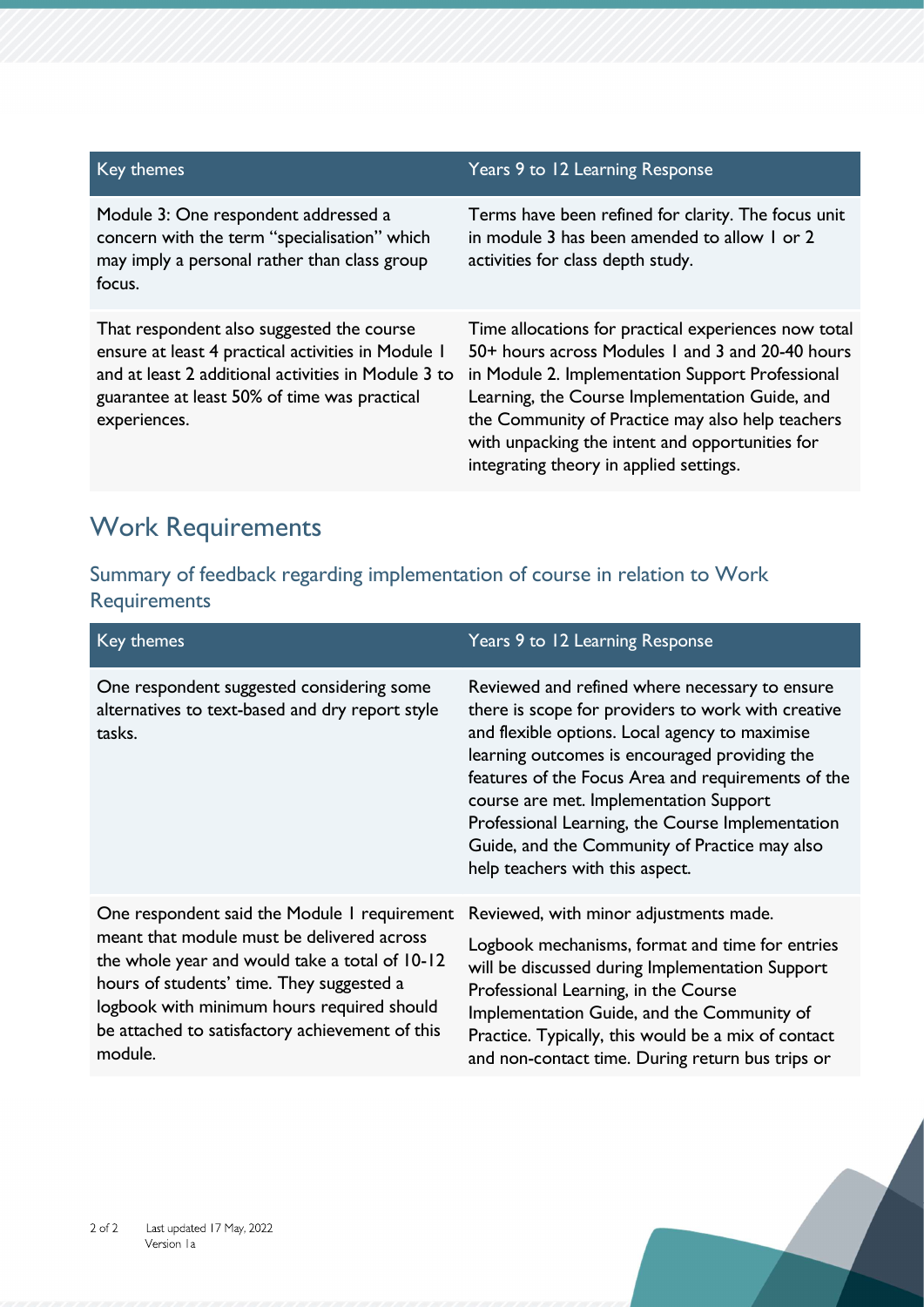| Key themes | Years 9 to 12 Learning Response |
| --- | --- |
| Module 3: One respondent addressed a concern with the term "specialisation" which may imply a personal rather than class group focus. | Terms have been refined for clarity. The focus unit in module 3 has been amended to allow 1 or 2 activities for class depth study. |
| That respondent also suggested the course ensure at least 4 practical activities in Module 1 and at least 2 additional activities in Module 3 to guarantee at least 50% of time was practical experiences. | Time allocations for practical experiences now total 50+ hours across Modules 1 and 3 and 20-40 hours in Module 2. Implementation Support Professional Learning, the Course Implementation Guide, and the Community of Practice may also help teachers with unpacking the intent and opportunities for integrating theory in applied settings. |

## Work Requirements

### Summary of feedback regarding implementation of course in relation to Work Requirements

| Key themes | Years 9 to 12 Learning Response |
| --- | --- |
| One respondent suggested considering some alternatives to text-based and dry report style tasks. | Reviewed and refined where necessary to ensure there is scope for providers to work with creative and flexible options. Local agency to maximise learning outcomes is encouraged providing the features of the Focus Area and requirements of the course are met. Implementation Support Professional Learning, the Course Implementation Guide, and the Community of Practice may also help teachers with this aspect. |
| One respondent said the Module 1 requirement meant that module must be delivered across the whole year and would take a total of 10-12 hours of students' time. They suggested a logbook with minimum hours required should be attached to satisfactory achievement of this module. | Reviewed, with minor adjustments made.<br><br>Logbook mechanisms, format and time for entries will be discussed during Implementation Support Professional Learning, in the Course Implementation Guide, and the Community of Practice. Typically, this would be a mix of contact and non-contact time. During return bus trips or |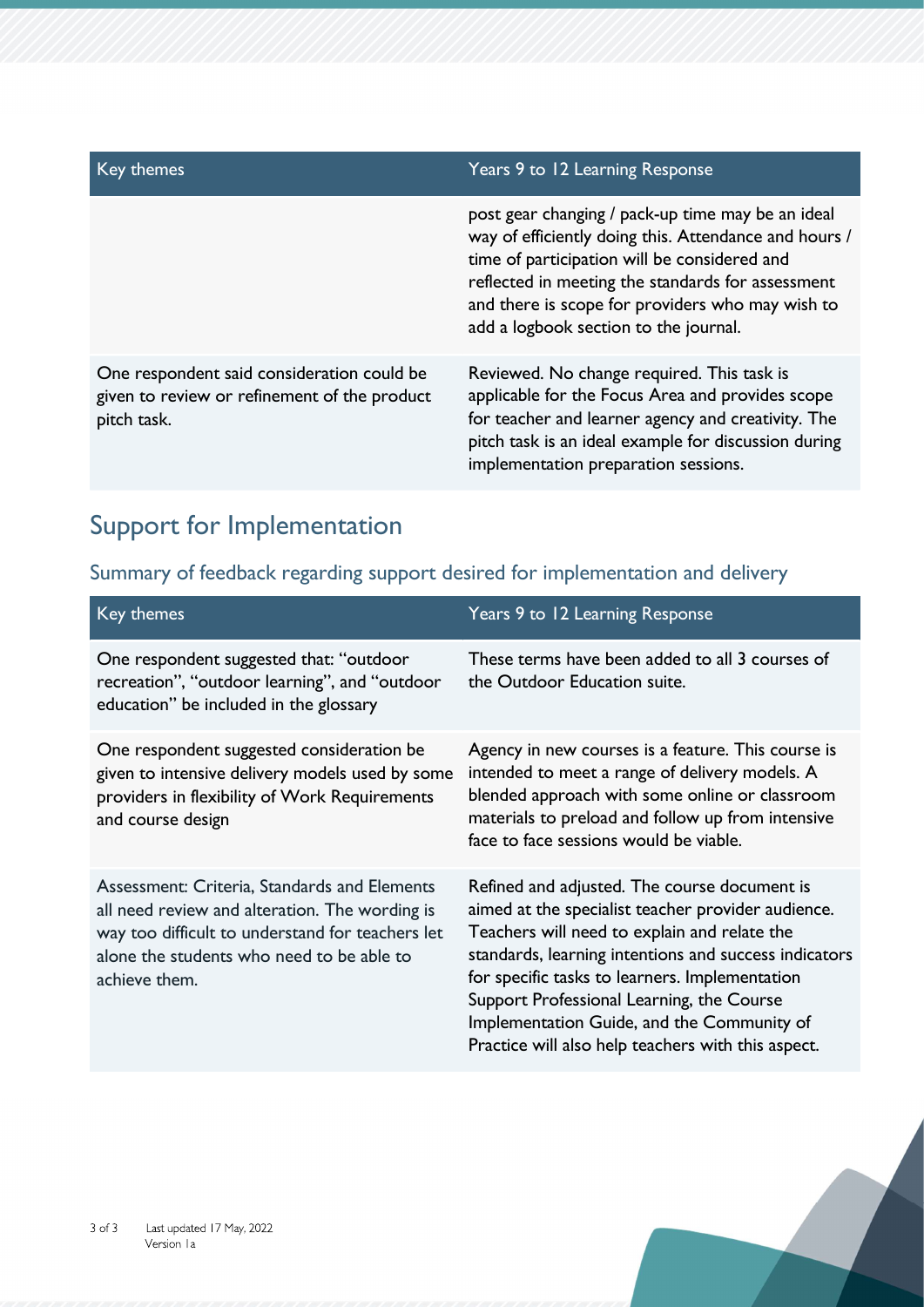| Key themes | Years 9 to 12 Learning Response |
| --- | --- |
| | post gear changing / pack-up time may be an ideal way of efficiently doing this. Attendance and hours / time of participation will be considered and reflected in meeting the standards for assessment and there is scope for providers who may wish to add a logbook section to the journal. |
| One respondent said consideration could be given to review or refinement of the product pitch task. | Reviewed. No change required. This task is applicable for the Focus Area and provides scope for teacher and learner agency and creativity. The pitch task is an ideal example for discussion during implementation preparation sessions. |

## Support for Implementation

### Summary of feedback regarding support desired for implementation and delivery

| Key themes | Years 9 to 12 Learning Response |
| --- | --- |
| One respondent suggested that: "outdoor recreation", "outdoor learning", and "outdoor education" be included in the glossary | These terms have been added to all 3 courses of the Outdoor Education suite. |
| One respondent suggested consideration be given to intensive delivery models used by some providers in flexibility of Work Requirements and course design | Agency in new courses is a feature. This course is intended to meet a range of delivery models. A blended approach with some online or classroom materials to preload and follow up from intensive face to face sessions would be viable. |
| Assessment: Criteria, Standards and Elements all need review and alteration. The wording is way too difficult to understand for teachers let alone the students who need to be able to achieve them. | Refined and adjusted. The course document is aimed at the specialist teacher provider audience. Teachers will need to explain and relate the standards, learning intentions and success indicators for specific tasks to learners. Implementation Support Professional Learning, the Course Implementation Guide, and the Community of Practice will also help teachers with this aspect. |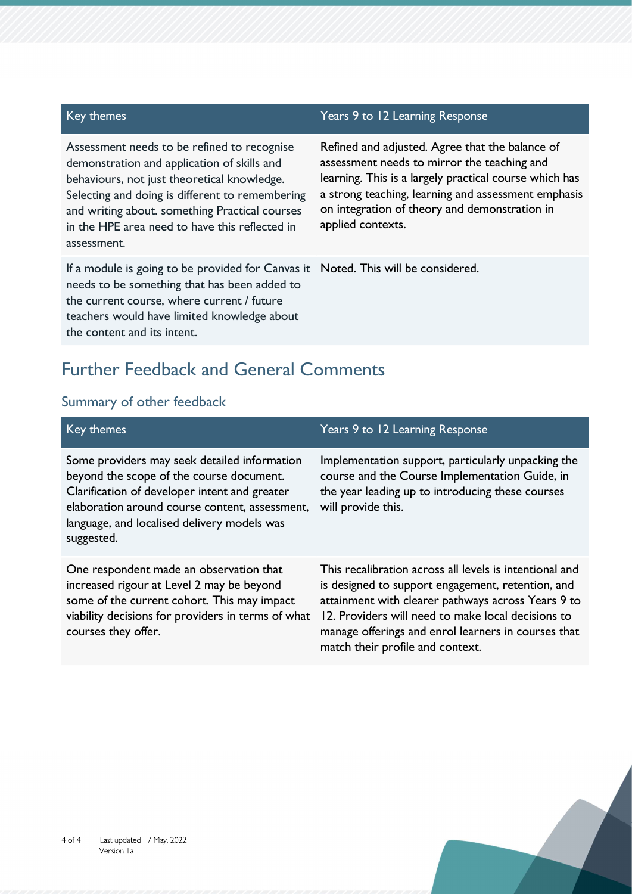| Key themes | Years 9 to 12 Learning Response |
| --- | --- |
| Assessment needs to be refined to recognise demonstration and application of skills and behaviours, not just theoretical knowledge. Selecting and doing is different to remembering and writing about. something Practical courses in the HPE area need to have this reflected in assessment. | Refined and adjusted. Agree that the balance of assessment needs to mirror the teaching and learning. This is a largely practical course which has a strong teaching, learning and assessment emphasis on integration of theory and demonstration in applied contexts. |
| If a module is going to be provided for Canvas it needs to be something that has been added to the current course, where current / future teachers would have limited knowledge about the content and its intent. | Noted. This will be considered. |

## Further Feedback and General Comments

### Summary of other feedback

| Key themes | Years 9 to 12 Learning Response |
| --- | --- |
| Some providers may seek detailed information beyond the scope of the course document. Clarification of developer intent and greater elaboration around course content, assessment, language, and localised delivery models was suggested. | Implementation support, particularly unpacking the course and the Course Implementation Guide, in the year leading up to introducing these courses will provide this. |
| One respondent made an observation that increased rigour at Level 2 may be beyond some of the current cohort. This may impact viability decisions for providers in terms of what courses they offer. | This recalibration across all levels is intentional and is designed to support engagement, retention, and attainment with clearer pathways across Years 9 to 12. Providers will need to make local decisions to manage offerings and enrol learners in courses that match their profile and context. |

Last updated 17 May, 2022
Version 1a